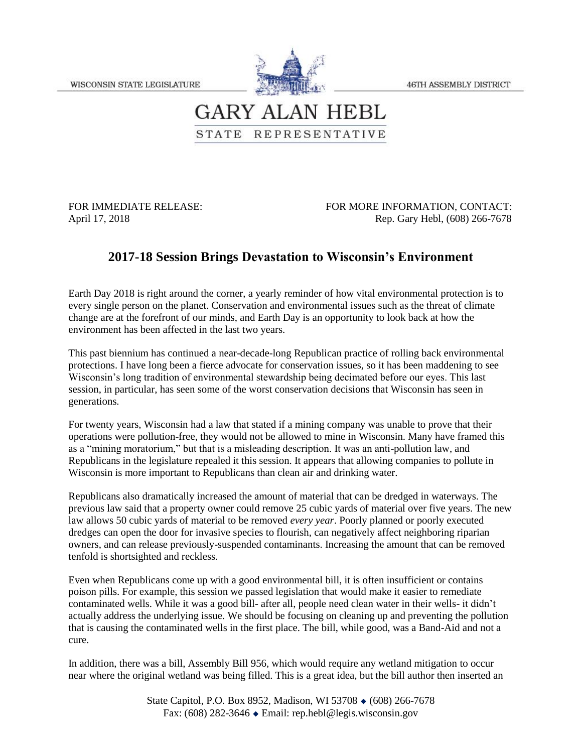WISCONSIN STATE LEGISLATURE — 46TH ASSEMBLY DISTRICT

# GARY ALAN HEBL

STATE REPRESENTATIVE

FOR IMMEDIATE RELEASE:
April 17, 2018

FOR MORE INFORMATION, CONTACT:
Rep. Gary Hebl, (608) 266-7678

## 2017-18 Session Brings Devastation to Wisconsin's Environment

Earth Day 2018 is right around the corner, a yearly reminder of how vital environmental protection is to every single person on the planet. Conservation and environmental issues such as the threat of climate change are at the forefront of our minds, and Earth Day is an opportunity to look back at how the environment has been affected in the last two years.

This past biennium has continued a near-decade-long Republican practice of rolling back environmental protections. I have long been a fierce advocate for conservation issues, so it has been maddening to see Wisconsin's long tradition of environmental stewardship being decimated before our eyes. This last session, in particular, has seen some of the worst conservation decisions that Wisconsin has seen in generations.

For twenty years, Wisconsin had a law that stated if a mining company was unable to prove that their operations were pollution-free, they would not be allowed to mine in Wisconsin. Many have framed this as a "mining moratorium," but that is a misleading description. It was an anti-pollution law, and Republicans in the legislature repealed it this session. It appears that allowing companies to pollute in Wisconsin is more important to Republicans than clean air and drinking water.

Republicans also dramatically increased the amount of material that can be dredged in waterways. The previous law said that a property owner could remove 25 cubic yards of material over five years. The new law allows 50 cubic yards of material to be removed *every year*. Poorly planned or poorly executed dredges can open the door for invasive species to flourish, can negatively affect neighboring riparian owners, and can release previously-suspended contaminants. Increasing the amount that can be removed tenfold is shortsighted and reckless.

Even when Republicans come up with a good environmental bill, it is often insufficient or contains poison pills. For example, this session we passed legislation that would make it easier to remediate contaminated wells. While it was a good bill- after all, people need clean water in their wells- it didn't actually address the underlying issue. We should be focusing on cleaning up and preventing the pollution that is causing the contaminated wells in the first place. The bill, while good, was a Band-Aid and not a cure.

In addition, there was a bill, Assembly Bill 956, which would require any wetland mitigation to occur near where the original wetland was being filled. This is a great idea, but the bill author then inserted an

State Capitol, P.O. Box 8952, Madison, WI 53708 ◆ (608) 266-7678
Fax: (608) 282-3646 ◆ Email: rep.hebl@legis.wisconsin.gov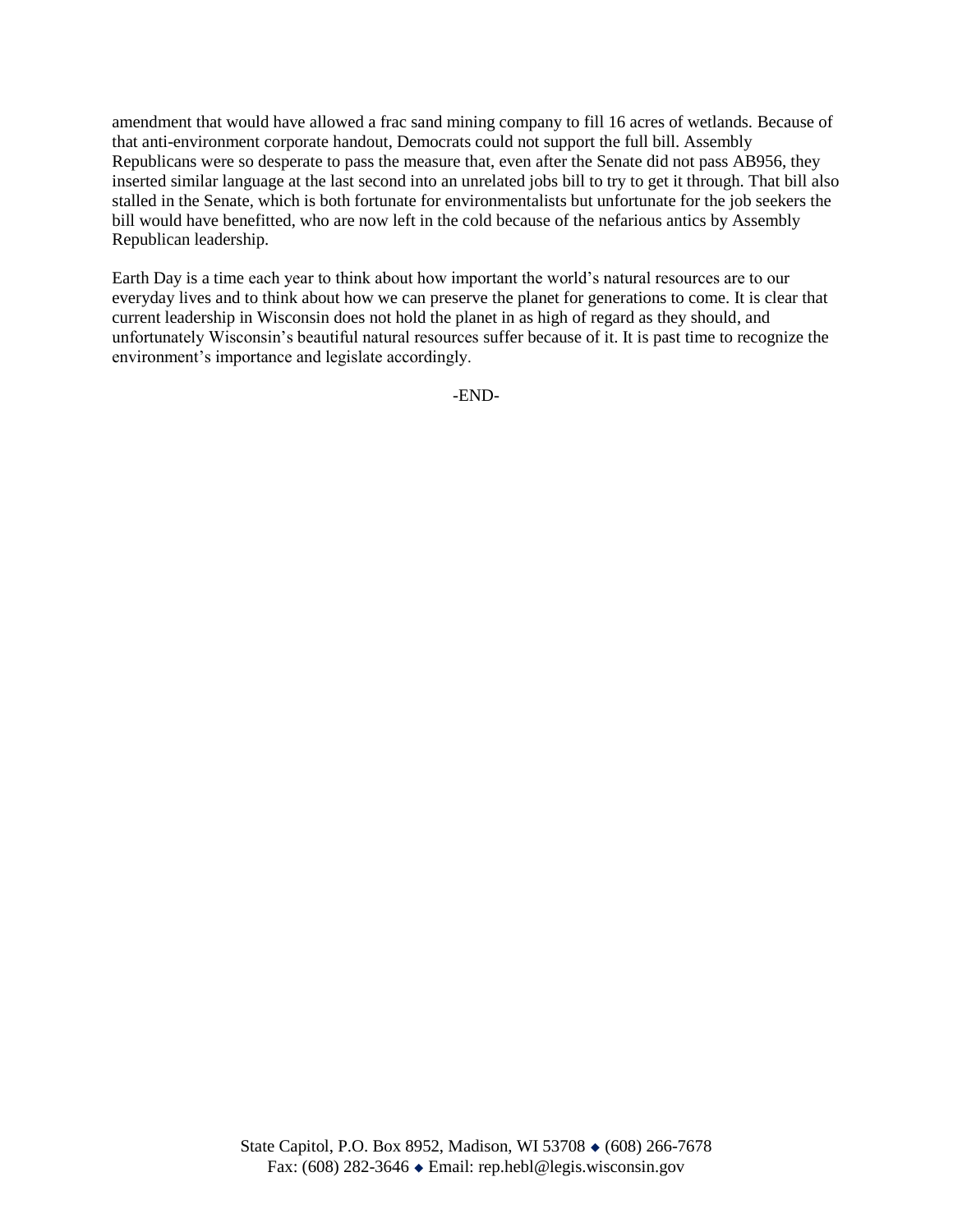amendment that would have allowed a frac sand mining company to fill 16 acres of wetlands. Because of that anti-environment corporate handout, Democrats could not support the full bill. Assembly Republicans were so desperate to pass the measure that, even after the Senate did not pass AB956, they inserted similar language at the last second into an unrelated jobs bill to try to get it through. That bill also stalled in the Senate, which is both fortunate for environmentalists but unfortunate for the job seekers the bill would have benefitted, who are now left in the cold because of the nefarious antics by Assembly Republican leadership.

Earth Day is a time each year to think about how important the world's natural resources are to our everyday lives and to think about how we can preserve the planet for generations to come. It is clear that current leadership in Wisconsin does not hold the planet in as high of regard as they should, and unfortunately Wisconsin's beautiful natural resources suffer because of it. It is past time to recognize the environment's importance and legislate accordingly.

-END-

State Capitol, P.O. Box 8952, Madison, WI 53708 ◆ (608) 266-7678
Fax: (608) 282-3646 ◆ Email: rep.hebl@legis.wisconsin.gov